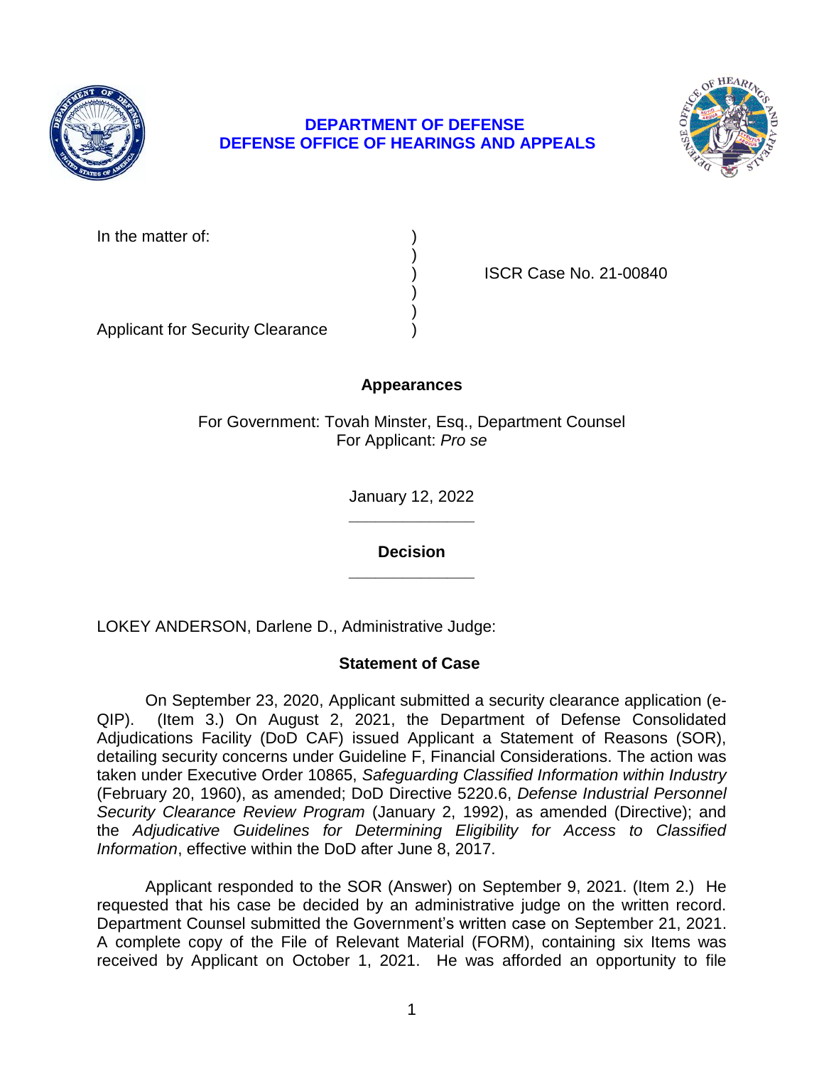**DEPARTMENT OF DEFENSE**
**DEFENSE OFFICE OF HEARINGS AND APPEALS**

In the matter of: )
)
) ISCR Case No. 21-00840
)
)
Applicant for Security Clearance )

## Appearances

For Government: Tovah Minster, Esq., Department Counsel
For Applicant: *Pro se*

January 12, 2022

______________

## Decision

______________

LOKEY ANDERSON, Darlene D., Administrative Judge:

## Statement of Case

On September 23, 2020, Applicant submitted a security clearance application (e-QIP). (Item 3.) On August 2, 2021, the Department of Defense Consolidated Adjudications Facility (DoD CAF) issued Applicant a Statement of Reasons (SOR), detailing security concerns under Guideline F, Financial Considerations. The action was taken under Executive Order 10865, *Safeguarding Classified Information within Industry* (February 20, 1960), as amended; DoD Directive 5220.6, *Defense Industrial Personnel Security Clearance Review Program* (January 2, 1992), as amended (Directive); and the *Adjudicative Guidelines for Determining Eligibility for Access to Classified Information*, effective within the DoD after June 8, 2017.

Applicant responded to the SOR (Answer) on September 9, 2021. (Item 2.) He requested that his case be decided by an administrative judge on the written record. Department Counsel submitted the Government's written case on September 21, 2021. A complete copy of the File of Relevant Material (FORM), containing six Items was received by Applicant on October 1, 2021. He was afforded an opportunity to file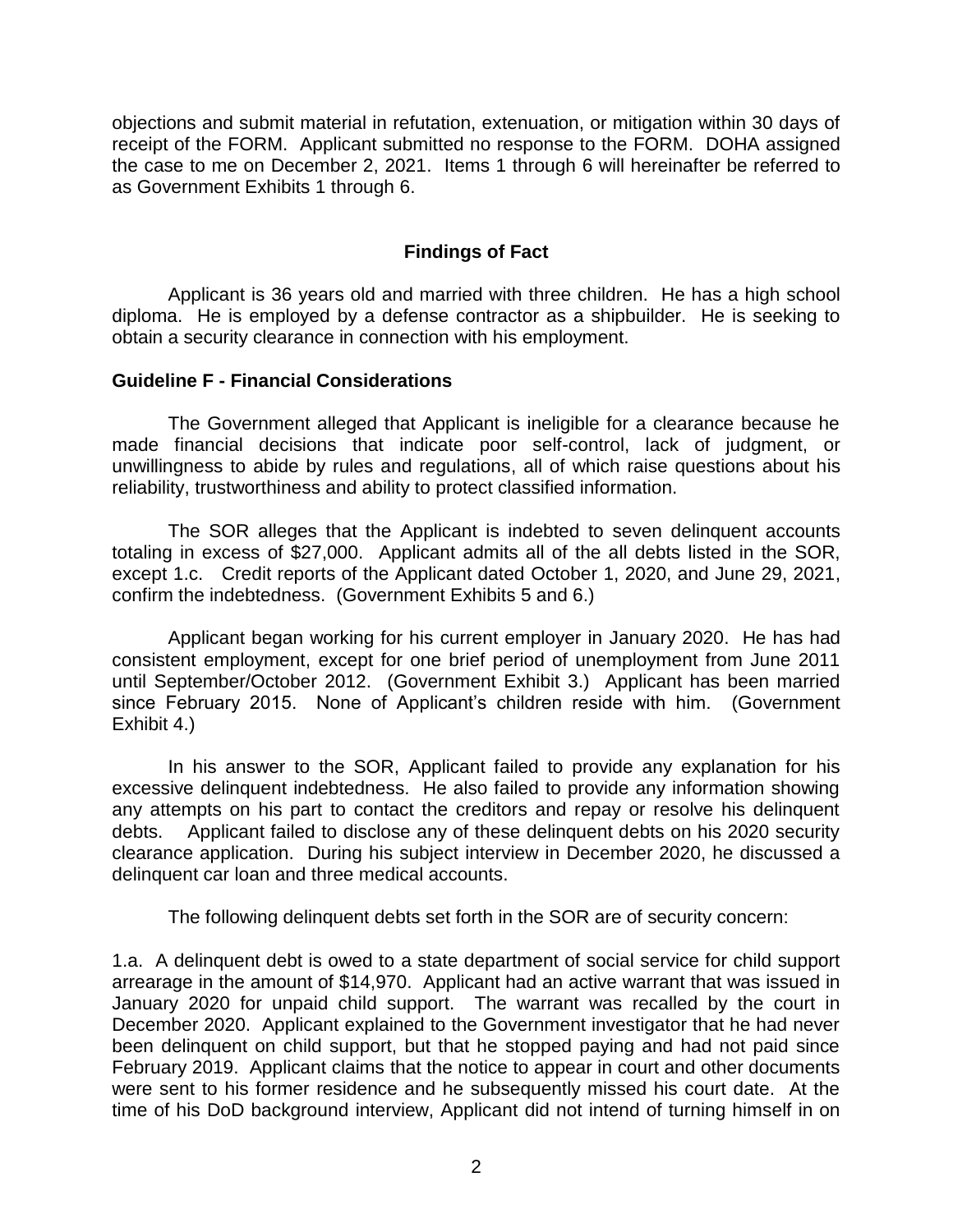objections and submit material in refutation, extenuation, or mitigation within 30 days of receipt of the FORM. Applicant submitted no response to the FORM. DOHA assigned the case to me on December 2, 2021. Items 1 through 6 will hereinafter be referred to as Government Exhibits 1 through 6.

## Findings of Fact

Applicant is 36 years old and married with three children. He has a high school diploma. He is employed by a defense contractor as a shipbuilder. He is seeking to obtain a security clearance in connection with his employment.

### Guideline F - Financial Considerations

The Government alleged that Applicant is ineligible for a clearance because he made financial decisions that indicate poor self-control, lack of judgment, or unwillingness to abide by rules and regulations, all of which raise questions about his reliability, trustworthiness and ability to protect classified information.

The SOR alleges that the Applicant is indebted to seven delinquent accounts totaling in excess of $27,000. Applicant admits all of the all debts listed in the SOR, except 1.c. Credit reports of the Applicant dated October 1, 2020, and June 29, 2021, confirm the indebtedness. (Government Exhibits 5 and 6.)

Applicant began working for his current employer in January 2020. He has had consistent employment, except for one brief period of unemployment from June 2011 until September/October 2012. (Government Exhibit 3.) Applicant has been married since February 2015. None of Applicant's children reside with him. (Government Exhibit 4.)

In his answer to the SOR, Applicant failed to provide any explanation for his excessive delinquent indebtedness. He also failed to provide any information showing any attempts on his part to contact the creditors and repay or resolve his delinquent debts. Applicant failed to disclose any of these delinquent debts on his 2020 security clearance application. During his subject interview in December 2020, he discussed a delinquent car loan and three medical accounts.

The following delinquent debts set forth in the SOR are of security concern:

1.a. A delinquent debt is owed to a state department of social service for child support arrearage in the amount of $14,970. Applicant had an active warrant that was issued in January 2020 for unpaid child support. The warrant was recalled by the court in December 2020. Applicant explained to the Government investigator that he had never been delinquent on child support, but that he stopped paying and had not paid since February 2019. Applicant claims that the notice to appear in court and other documents were sent to his former residence and he subsequently missed his court date. At the time of his DoD background interview, Applicant did not intend of turning himself in on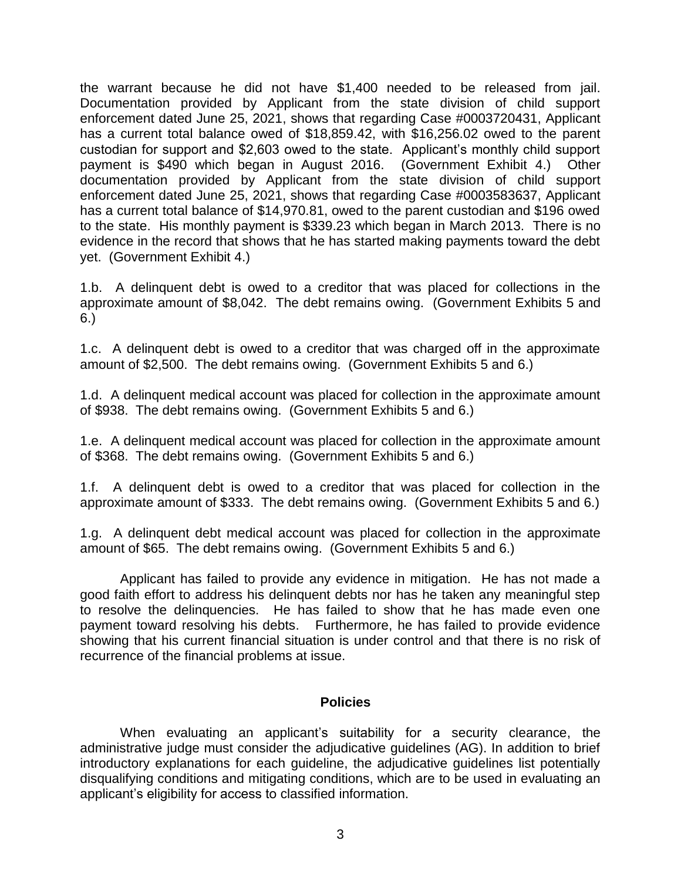the warrant because he did not have $1,400 needed to be released from jail. Documentation provided by Applicant from the state division of child support enforcement dated June 25, 2021, shows that regarding Case #0003720431, Applicant has a current total balance owed of $18,859.42, with $16,256.02 owed to the parent custodian for support and $2,603 owed to the state. Applicant's monthly child support payment is $490 which began in August 2016. (Government Exhibit 4.) Other documentation provided by Applicant from the state division of child support enforcement dated June 25, 2021, shows that regarding Case #0003583637, Applicant has a current total balance of $14,970.81, owed to the parent custodian and $196 owed to the state. His monthly payment is $339.23 which began in March 2013. There is no evidence in the record that shows that he has started making payments toward the debt yet. (Government Exhibit 4.)

1.b. A delinquent debt is owed to a creditor that was placed for collections in the approximate amount of $8,042. The debt remains owing. (Government Exhibits 5 and 6.)

1.c. A delinquent debt is owed to a creditor that was charged off in the approximate amount of $2,500. The debt remains owing. (Government Exhibits 5 and 6.)

1.d. A delinquent medical account was placed for collection in the approximate amount of $938. The debt remains owing. (Government Exhibits 5 and 6.)

1.e. A delinquent medical account was placed for collection in the approximate amount of $368. The debt remains owing. (Government Exhibits 5 and 6.)

1.f. A delinquent debt is owed to a creditor that was placed for collection in the approximate amount of $333. The debt remains owing. (Government Exhibits 5 and 6.)

1.g. A delinquent debt medical account was placed for collection in the approximate amount of $65. The debt remains owing. (Government Exhibits 5 and 6.)

Applicant has failed to provide any evidence in mitigation. He has not made a good faith effort to address his delinquent debts nor has he taken any meaningful step to resolve the delinquencies. He has failed to show that he has made even one payment toward resolving his debts. Furthermore, he has failed to provide evidence showing that his current financial situation is under control and that there is no risk of recurrence of the financial problems at issue.

## Policies

When evaluating an applicant's suitability for a security clearance, the administrative judge must consider the adjudicative guidelines (AG). In addition to brief introductory explanations for each guideline, the adjudicative guidelines list potentially disqualifying conditions and mitigating conditions, which are to be used in evaluating an applicant's eligibility for access to classified information.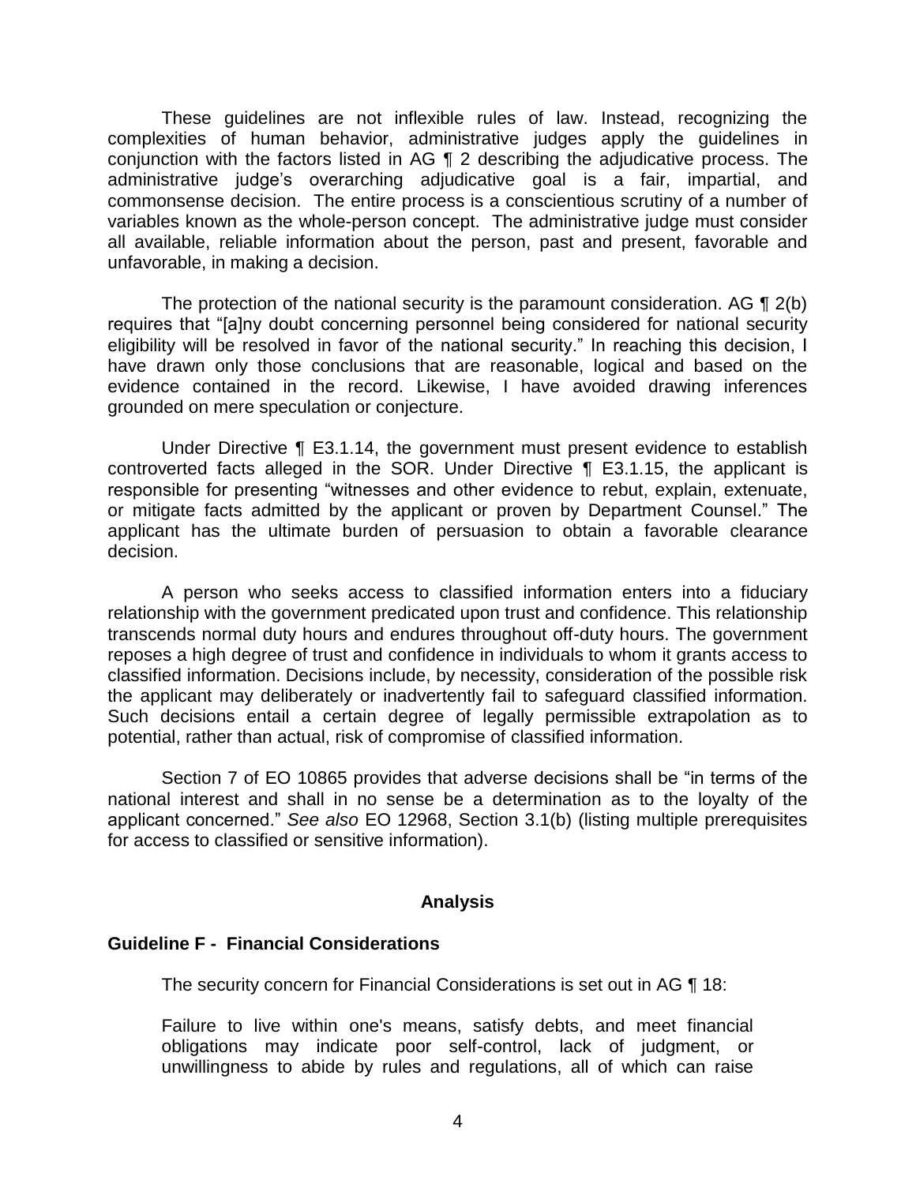These guidelines are not inflexible rules of law. Instead, recognizing the complexities of human behavior, administrative judges apply the guidelines in conjunction with the factors listed in AG ¶ 2 describing the adjudicative process. The administrative judge's overarching adjudicative goal is a fair, impartial, and commonsense decision. The entire process is a conscientious scrutiny of a number of variables known as the whole-person concept. The administrative judge must consider all available, reliable information about the person, past and present, favorable and unfavorable, in making a decision.

The protection of the national security is the paramount consideration. AG ¶ 2(b) requires that "[a]ny doubt concerning personnel being considered for national security eligibility will be resolved in favor of the national security." In reaching this decision, I have drawn only those conclusions that are reasonable, logical and based on the evidence contained in the record. Likewise, I have avoided drawing inferences grounded on mere speculation or conjecture.

Under Directive ¶ E3.1.14, the government must present evidence to establish controverted facts alleged in the SOR. Under Directive ¶ E3.1.15, the applicant is responsible for presenting "witnesses and other evidence to rebut, explain, extenuate, or mitigate facts admitted by the applicant or proven by Department Counsel." The applicant has the ultimate burden of persuasion to obtain a favorable clearance decision.

A person who seeks access to classified information enters into a fiduciary relationship with the government predicated upon trust and confidence. This relationship transcends normal duty hours and endures throughout off-duty hours. The government reposes a high degree of trust and confidence in individuals to whom it grants access to classified information. Decisions include, by necessity, consideration of the possible risk the applicant may deliberately or inadvertently fail to safeguard classified information. Such decisions entail a certain degree of legally permissible extrapolation as to potential, rather than actual, risk of compromise of classified information.

Section 7 of EO 10865 provides that adverse decisions shall be "in terms of the national interest and shall in no sense be a determination as to the loyalty of the applicant concerned." *See also* EO 12968, Section 3.1(b) (listing multiple prerequisites for access to classified or sensitive information).

## Analysis

### Guideline F - Financial Considerations

The security concern for Financial Considerations is set out in AG ¶ 18:

> Failure to live within one's means, satisfy debts, and meet financial obligations may indicate poor self-control, lack of judgment, or unwillingness to abide by rules and regulations, all of which can raise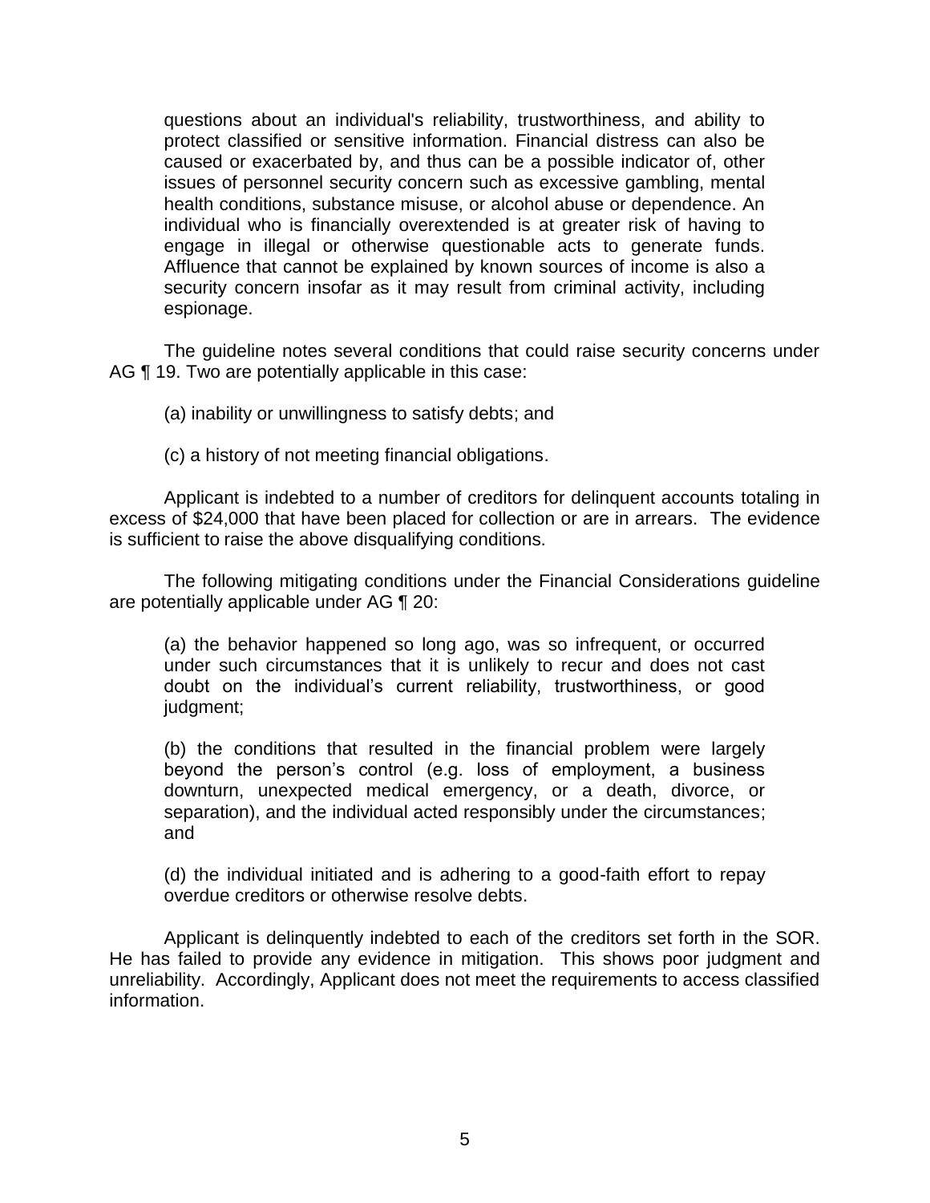> questions about an individual's reliability, trustworthiness, and ability to protect classified or sensitive information. Financial distress can also be caused or exacerbated by, and thus can be a possible indicator of, other issues of personnel security concern such as excessive gambling, mental health conditions, substance misuse, or alcohol abuse or dependence. An individual who is financially overextended is at greater risk of having to engage in illegal or otherwise questionable acts to generate funds. Affluence that cannot be explained by known sources of income is also a security concern insofar as it may result from criminal activity, including espionage.

The guideline notes several conditions that could raise security concerns under AG ¶ 19. Two are potentially applicable in this case:

> (a) inability or unwillingness to satisfy debts; and
>
> (c) a history of not meeting financial obligations.

Applicant is indebted to a number of creditors for delinquent accounts totaling in excess of $24,000 that have been placed for collection or are in arrears. The evidence is sufficient to raise the above disqualifying conditions.

The following mitigating conditions under the Financial Considerations guideline are potentially applicable under AG ¶ 20:

> (a) the behavior happened so long ago, was so infrequent, or occurred under such circumstances that it is unlikely to recur and does not cast doubt on the individual's current reliability, trustworthiness, or good judgment;
>
> (b) the conditions that resulted in the financial problem were largely beyond the person's control (e.g. loss of employment, a business downturn, unexpected medical emergency, or a death, divorce, or separation), and the individual acted responsibly under the circumstances; and
>
> (d) the individual initiated and is adhering to a good-faith effort to repay overdue creditors or otherwise resolve debts.

Applicant is delinquently indebted to each of the creditors set forth in the SOR. He has failed to provide any evidence in mitigation. This shows poor judgment and unreliability. Accordingly, Applicant does not meet the requirements to access classified information.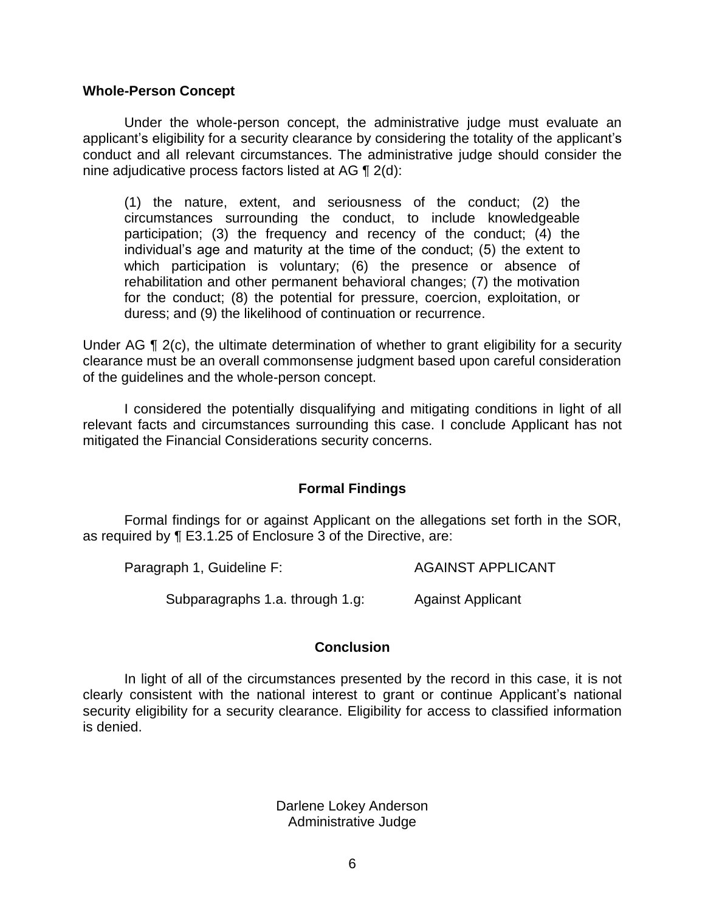**Whole-Person Concept**

Under the whole-person concept, the administrative judge must evaluate an applicant's eligibility for a security clearance by considering the totality of the applicant's conduct and all relevant circumstances. The administrative judge should consider the nine adjudicative process factors listed at AG ¶ 2(d):

> (1) the nature, extent, and seriousness of the conduct; (2) the circumstances surrounding the conduct, to include knowledgeable participation; (3) the frequency and recency of the conduct; (4) the individual's age and maturity at the time of the conduct; (5) the extent to which participation is voluntary; (6) the presence or absence of rehabilitation and other permanent behavioral changes; (7) the motivation for the conduct; (8) the potential for pressure, coercion, exploitation, or duress; and (9) the likelihood of continuation or recurrence.

Under AG ¶ 2(c), the ultimate determination of whether to grant eligibility for a security clearance must be an overall commonsense judgment based upon careful consideration of the guidelines and the whole-person concept.

I considered the potentially disqualifying and mitigating conditions in light of all relevant facts and circumstances surrounding this case. I conclude Applicant has not mitigated the Financial Considerations security concerns.

## Formal Findings

Formal findings for or against Applicant on the allegations set forth in the SOR, as required by ¶ E3.1.25 of Enclosure 3 of the Directive, are:

| | |
|---|---|
| Paragraph 1, Guideline F: | AGAINST APPLICANT |
| Subparagraphs 1.a. through 1.g: | Against Applicant |

## Conclusion

In light of all of the circumstances presented by the record in this case, it is not clearly consistent with the national interest to grant or continue Applicant's national security eligibility for a security clearance. Eligibility for access to classified information is denied.

Darlene Lokey Anderson
Administrative Judge